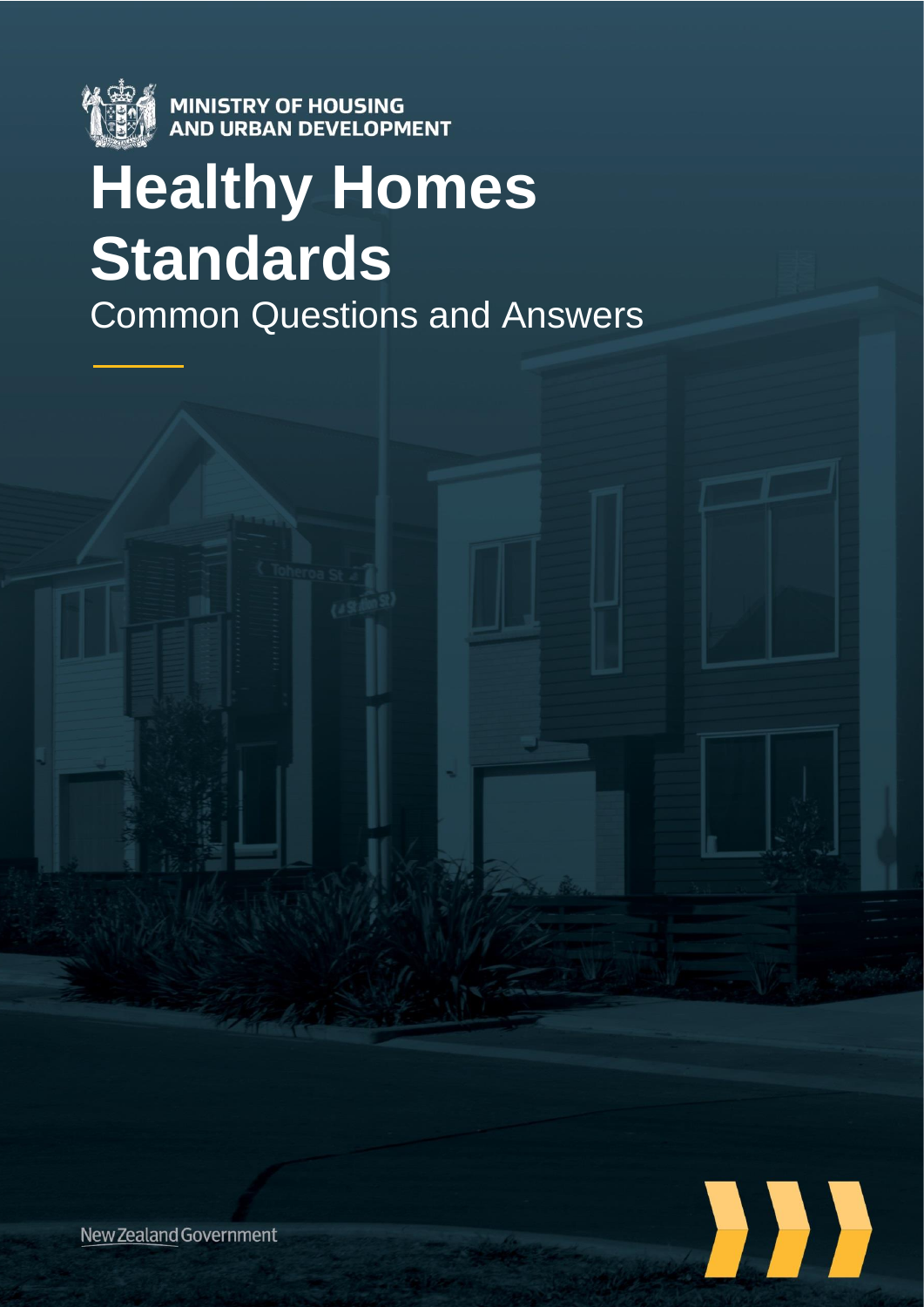MINISTRY OF HOUSING AND URBAN DEVELOPMENT

# Healthy Homes Standards

## Common Questions and Answers

New Zealand Government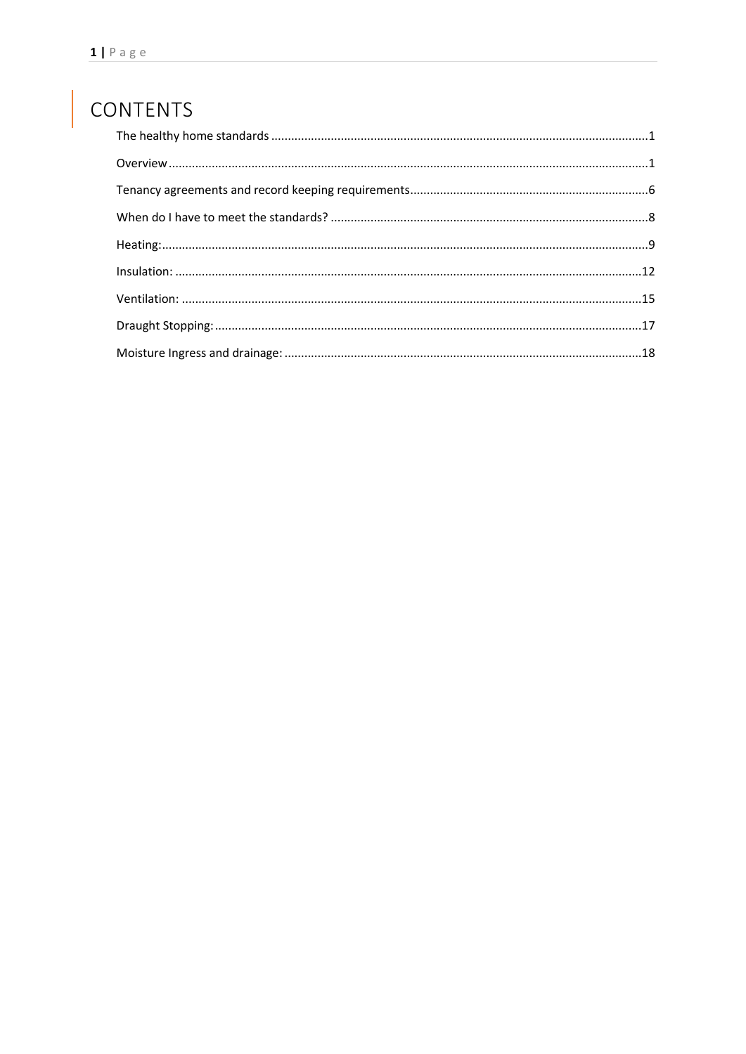# CONTENTS

The healthy home standards .......................................................... 1

Overview .......................................................... 1

Tenancy agreements and record keeping requirements .......................................................... 6

When do I have to meet the standards? .......................................................... 8

Heating: .......................................................... 9

Insulation: .......................................................... 12

Ventilation: .......................................................... 15

Draught Stopping: .......................................................... 17

Moisture Ingress and drainage: .......................................................... 18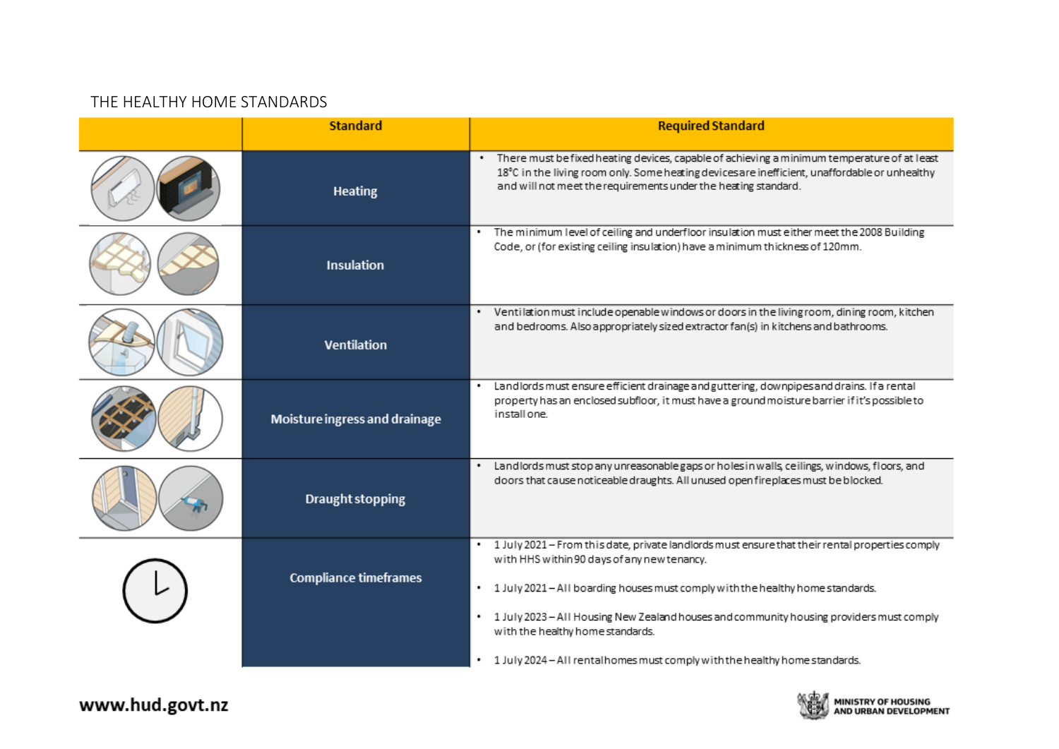## THE HEALTHY HOME STANDARDS

| | Standard | Required Standard |
|---|---|---|
| | Heating | • There must be fixed heating devices, capable of achieving a minimum temperature of at least 18°C in the living room only. Some heating devices are inefficient, unaffordable or unhealthy and will not meet the requirements under the heating standard. |
| | Insulation | • The minimum level of ceiling and underfloor insulation must either meet the 2008 Building Code, or (for existing ceiling insulation) have a minimum thickness of 120mm. |
| | Ventilation | • Ventilation must include openable windows or doors in the living room, dining room, kitchen and bedrooms. Also appropriately sized extractor fan(s) in kitchens and bathrooms. |
| | Moisture ingress and drainage | • Landlords must ensure efficient drainage and guttering, downpipes and drains. If a rental property has an enclosed subfloor, it must have a ground moisture barrier if it's possible to install one. |
| | Draught stopping | • Landlords must stop any unreasonable gaps or holes in walls, ceilings, windows, floors, and doors that cause noticeable draughts. All unused open fireplaces must be blocked. |
| | Compliance timeframes | • 1 July 2021 – From this date, private landlords must ensure that their rental properties comply with HHS within 90 days of any new tenancy.<br>• 1 July 2021 – All boarding houses must comply with the healthy home standards.<br>• 1 July 2023 – All Housing New Zealand houses and community housing providers must comply with the healthy home standards.<br>• 1 July 2024 – All rental homes must comply with the healthy home standards. |

www.hud.govt.nz

MINISTRY OF HOUSING AND URBAN DEVELOPMENT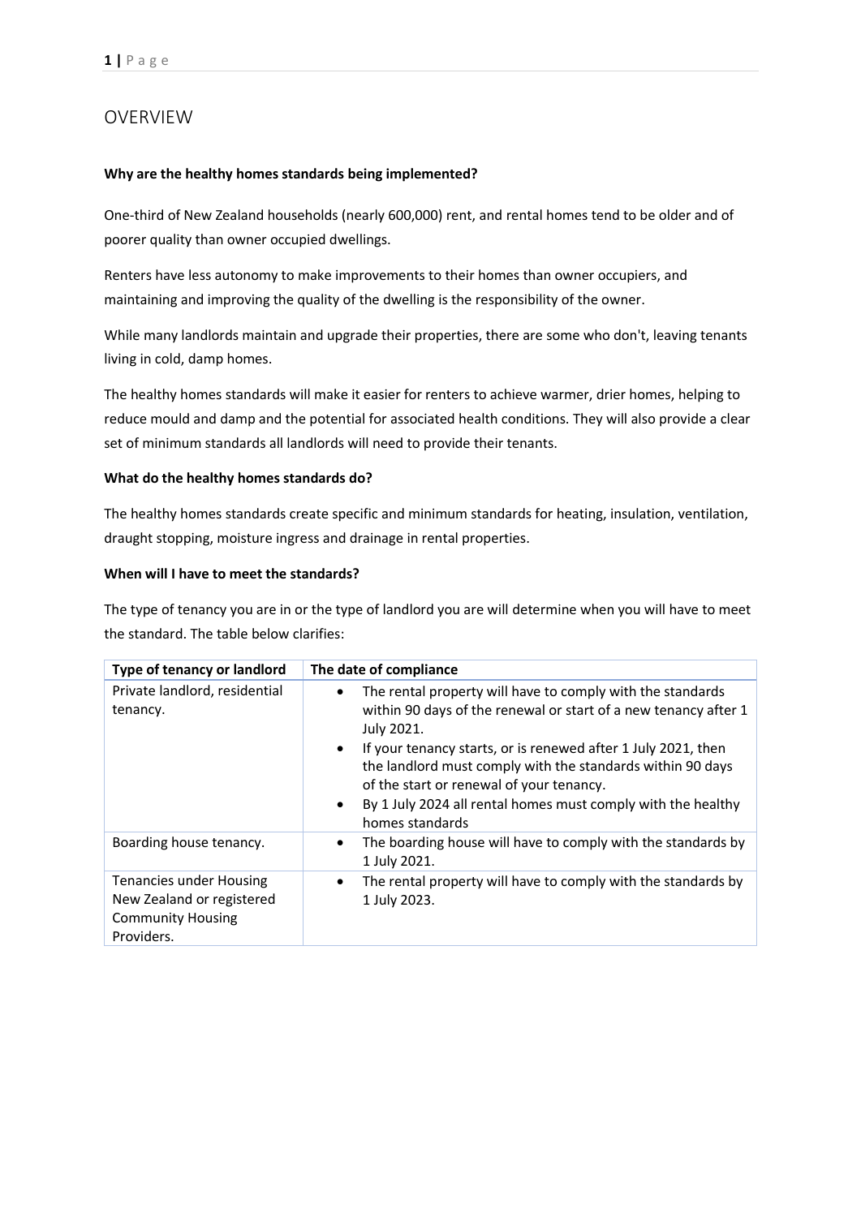## OVERVIEW

**Why are the healthy homes standards being implemented?**

One-third of New Zealand households (nearly 600,000) rent, and rental homes tend to be older and of poorer quality than owner occupied dwellings.

Renters have less autonomy to make improvements to their homes than owner occupiers, and maintaining and improving the quality of the dwelling is the responsibility of the owner.

While many landlords maintain and upgrade their properties, there are some who don't, leaving tenants living in cold, damp homes.

The healthy homes standards will make it easier for renters to achieve warmer, drier homes, helping to reduce mould and damp and the potential for associated health conditions. They will also provide a clear set of minimum standards all landlords will need to provide their tenants.

**What do the healthy homes standards do?**

The healthy homes standards create specific and minimum standards for heating, insulation, ventilation, draught stopping, moisture ingress and drainage in rental properties.

**When will I have to meet the standards?**

The type of tenancy you are in or the type of landlord you are will determine when you will have to meet the standard. The table below clarifies:

| Type of tenancy or landlord | The date of compliance |
| --- | --- |
| Private landlord, residential tenancy. | • The rental property will have to comply with the standards within 90 days of the renewal or start of a new tenancy after 1 July 2021.<br>• If your tenancy starts, or is renewed after 1 July 2021, then the landlord must comply with the standards within 90 days of the start or renewal of your tenancy.<br>• By 1 July 2024 all rental homes must comply with the healthy homes standards |
| Boarding house tenancy. | • The boarding house will have to comply with the standards by 1 July 2021. |
| Tenancies under Housing New Zealand or registered Community Housing Providers. | • The rental property will have to comply with the standards by 1 July 2023. |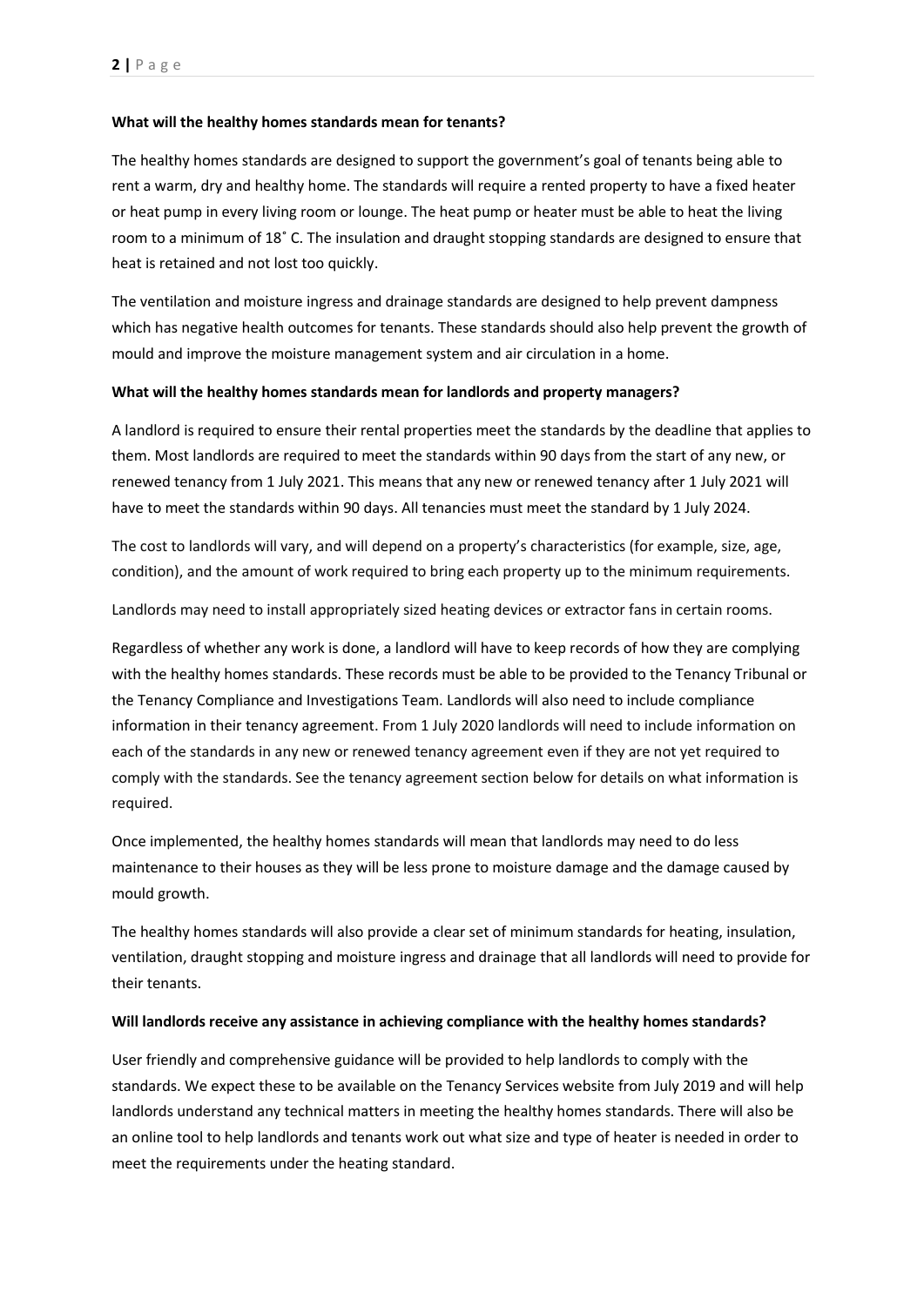**What will the healthy homes standards mean for tenants?**

The healthy homes standards are designed to support the government's goal of tenants being able to rent a warm, dry and healthy home. The standards will require a rented property to have a fixed heater or heat pump in every living room or lounge. The heat pump or heater must be able to heat the living room to a minimum of 18˚ C. The insulation and draught stopping standards are designed to ensure that heat is retained and not lost too quickly.

The ventilation and moisture ingress and drainage standards are designed to help prevent dampness which has negative health outcomes for tenants. These standards should also help prevent the growth of mould and improve the moisture management system and air circulation in a home.

**What will the healthy homes standards mean for landlords and property managers?**

A landlord is required to ensure their rental properties meet the standards by the deadline that applies to them. Most landlords are required to meet the standards within 90 days from the start of any new, or renewed tenancy from 1 July 2021. This means that any new or renewed tenancy after 1 July 2021 will have to meet the standards within 90 days. All tenancies must meet the standard by 1 July 2024.

The cost to landlords will vary, and will depend on a property's characteristics (for example, size, age, condition), and the amount of work required to bring each property up to the minimum requirements.

Landlords may need to install appropriately sized heating devices or extractor fans in certain rooms.

Regardless of whether any work is done, a landlord will have to keep records of how they are complying with the healthy homes standards. These records must be able to be provided to the Tenancy Tribunal or the Tenancy Compliance and Investigations Team. Landlords will also need to include compliance information in their tenancy agreement. From 1 July 2020 landlords will need to include information on each of the standards in any new or renewed tenancy agreement even if they are not yet required to comply with the standards. See the tenancy agreement section below for details on what information is required.

Once implemented, the healthy homes standards will mean that landlords may need to do less maintenance to their houses as they will be less prone to moisture damage and the damage caused by mould growth.

The healthy homes standards will also provide a clear set of minimum standards for heating, insulation, ventilation, draught stopping and moisture ingress and drainage that all landlords will need to provide for their tenants.

**Will landlords receive any assistance in achieving compliance with the healthy homes standards?**

User friendly and comprehensive guidance will be provided to help landlords to comply with the standards. We expect these to be available on the Tenancy Services website from July 2019 and will help landlords understand any technical matters in meeting the healthy homes standards. There will also be an online tool to help landlords and tenants work out what size and type of heater is needed in order to meet the requirements under the heating standard.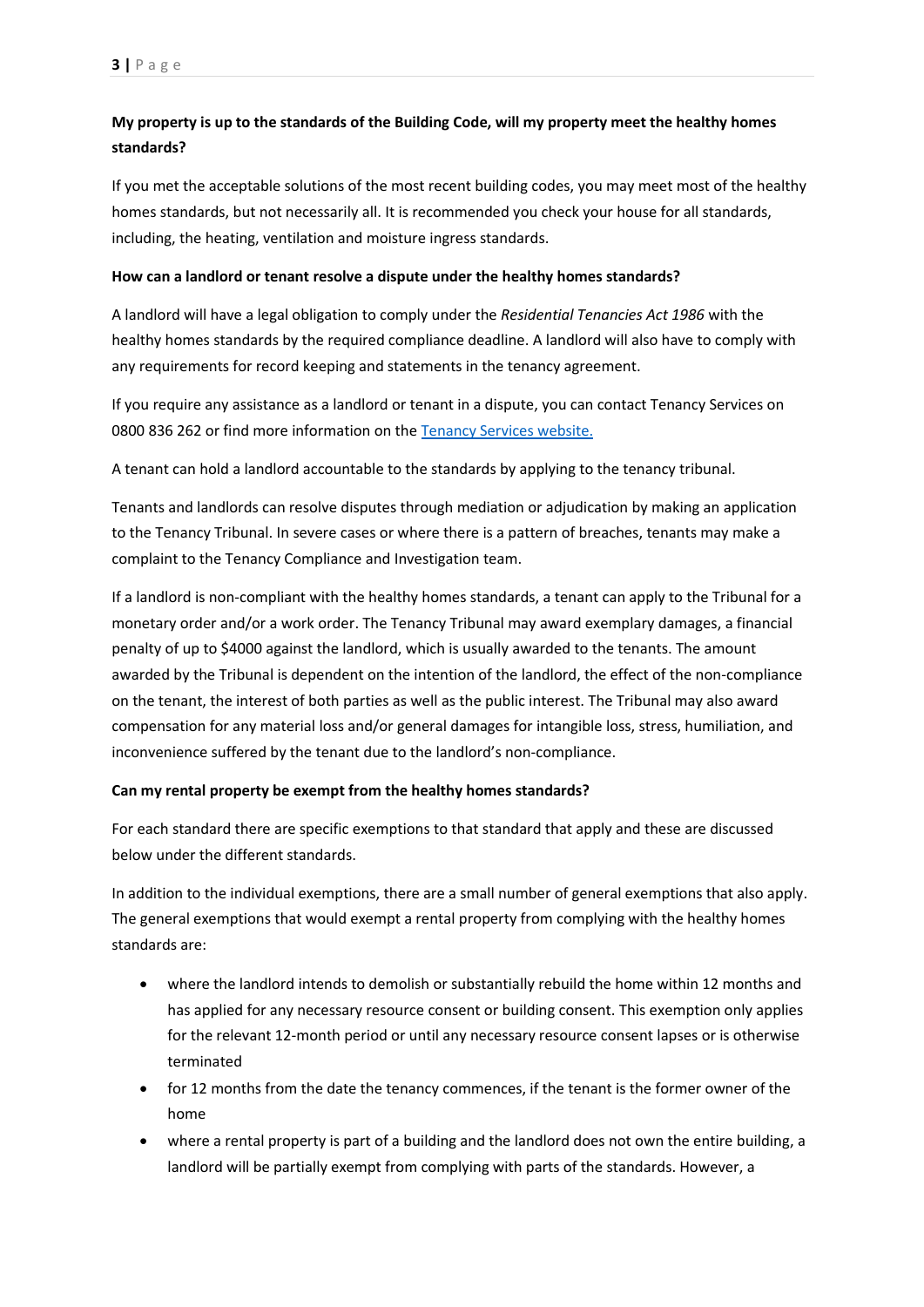**My property is up to the standards of the Building Code, will my property meet the healthy homes standards?**

If you met the acceptable solutions of the most recent building codes, you may meet most of the healthy homes standards, but not necessarily all. It is recommended you check your house for all standards, including, the heating, ventilation and moisture ingress standards.

**How can a landlord or tenant resolve a dispute under the healthy homes standards?**

A landlord will have a legal obligation to comply under the *Residential Tenancies Act 1986* with the healthy homes standards by the required compliance deadline. A landlord will also have to comply with any requirements for record keeping and statements in the tenancy agreement.

If you require any assistance as a landlord or tenant in a dispute, you can contact Tenancy Services on 0800 836 262 or find more information on the [Tenancy Services website.]()

A tenant can hold a landlord accountable to the standards by applying to the tenancy tribunal.

Tenants and landlords can resolve disputes through mediation or adjudication by making an application to the Tenancy Tribunal. In severe cases or where there is a pattern of breaches, tenants may make a complaint to the Tenancy Compliance and Investigation team.

If a landlord is non-compliant with the healthy homes standards, a tenant can apply to the Tribunal for a monetary order and/or a work order. The Tenancy Tribunal may award exemplary damages, a financial penalty of up to $4000 against the landlord, which is usually awarded to the tenants. The amount awarded by the Tribunal is dependent on the intention of the landlord, the effect of the non-compliance on the tenant, the interest of both parties as well as the public interest. The Tribunal may also award compensation for any material loss and/or general damages for intangible loss, stress, humiliation, and inconvenience suffered by the tenant due to the landlord's non-compliance.

**Can my rental property be exempt from the healthy homes standards?**

For each standard there are specific exemptions to that standard that apply and these are discussed below under the different standards.

In addition to the individual exemptions, there are a small number of general exemptions that also apply. The general exemptions that would exempt a rental property from complying with the healthy homes standards are:

- where the landlord intends to demolish or substantially rebuild the home within 12 months and has applied for any necessary resource consent or building consent. This exemption only applies for the relevant 12-month period or until any necessary resource consent lapses or is otherwise terminated
- for 12 months from the date the tenancy commences, if the tenant is the former owner of the home
- where a rental property is part of a building and the landlord does not own the entire building, a landlord will be partially exempt from complying with parts of the standards. However, a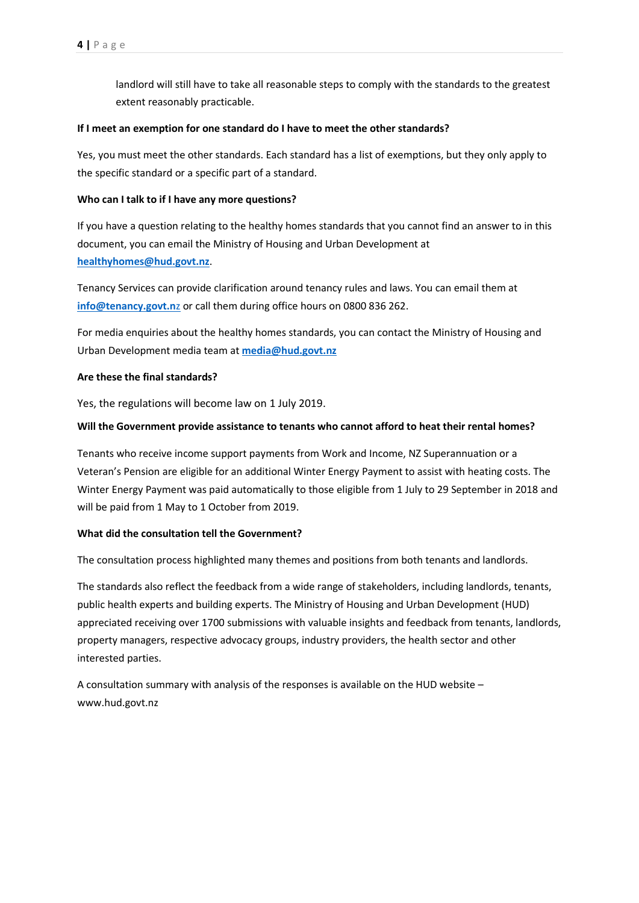landlord will still have to take all reasonable steps to comply with the standards to the greatest extent reasonably practicable.

**If I meet an exemption for one standard do I have to meet the other standards?**

Yes, you must meet the other standards. Each standard has a list of exemptions, but they only apply to the specific standard or a specific part of a standard.

**Who can I talk to if I have any more questions?**

If you have a question relating to the healthy homes standards that you cannot find an answer to in this document, you can email the Ministry of Housing and Urban Development at **healthyhomes@hud.govt.nz**.

Tenancy Services can provide clarification around tenancy rules and laws. You can email them at **info@tenancy.govt.nz** or call them during office hours on 0800 836 262.

For media enquiries about the healthy homes standards, you can contact the Ministry of Housing and Urban Development media team at **media@hud.govt.nz**

**Are these the final standards?**

Yes, the regulations will become law on 1 July 2019.

**Will the Government provide assistance to tenants who cannot afford to heat their rental homes?**

Tenants who receive income support payments from Work and Income, NZ Superannuation or a Veteran's Pension are eligible for an additional Winter Energy Payment to assist with heating costs. The Winter Energy Payment was paid automatically to those eligible from 1 July to 29 September in 2018 and will be paid from 1 May to 1 October from 2019.

**What did the consultation tell the Government?**

The consultation process highlighted many themes and positions from both tenants and landlords.

The standards also reflect the feedback from a wide range of stakeholders, including landlords, tenants, public health experts and building experts. The Ministry of Housing and Urban Development (HUD) appreciated receiving over 1700 submissions with valuable insights and feedback from tenants, landlords, property managers, respective advocacy groups, industry providers, the health sector and other interested parties.

A consultation summary with analysis of the responses is available on the HUD website – www.hud.govt.nz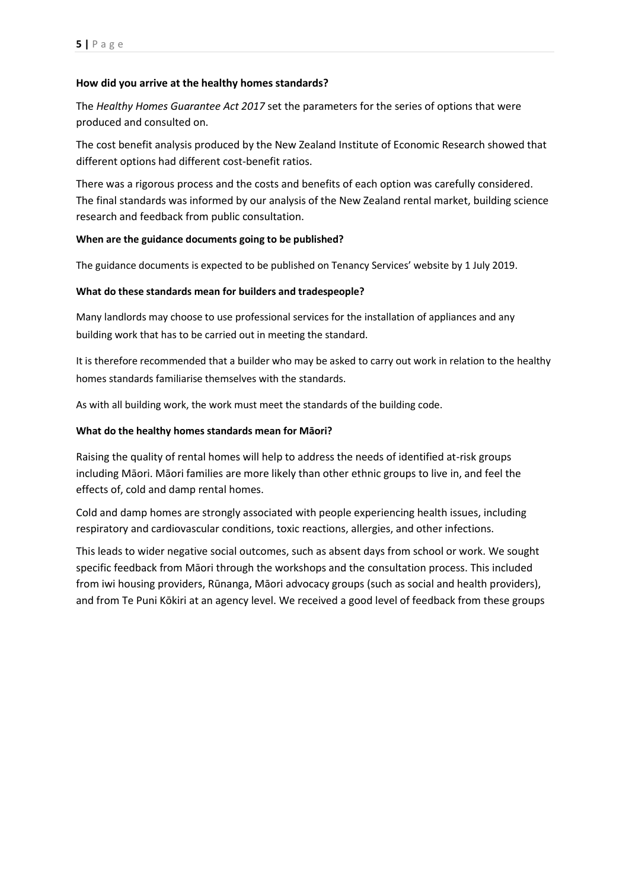**How did you arrive at the healthy homes standards?**

The *Healthy Homes Guarantee Act 2017* set the parameters for the series of options that were produced and consulted on.

The cost benefit analysis produced by the New Zealand Institute of Economic Research showed that different options had different cost-benefit ratios.

There was a rigorous process and the costs and benefits of each option was carefully considered. The final standards was informed by our analysis of the New Zealand rental market, building science research and feedback from public consultation.

**When are the guidance documents going to be published?**

The guidance documents is expected to be published on Tenancy Services' website by 1 July 2019.

**What do these standards mean for builders and tradespeople?**

Many landlords may choose to use professional services for the installation of appliances and any building work that has to be carried out in meeting the standard.

It is therefore recommended that a builder who may be asked to carry out work in relation to the healthy homes standards familiarise themselves with the standards.

As with all building work, the work must meet the standards of the building code.

**What do the healthy homes standards mean for Māori?**

Raising the quality of rental homes will help to address the needs of identified at-risk groups including Māori. Māori families are more likely than other ethnic groups to live in, and feel the effects of, cold and damp rental homes.

Cold and damp homes are strongly associated with people experiencing health issues, including respiratory and cardiovascular conditions, toxic reactions, allergies, and other infections.

This leads to wider negative social outcomes, such as absent days from school or work. We sought specific feedback from Māori through the workshops and the consultation process. This included from iwi housing providers, Rūnanga, Māori advocacy groups (such as social and health providers), and from Te Puni Kōkiri at an agency level. We received a good level of feedback from these groups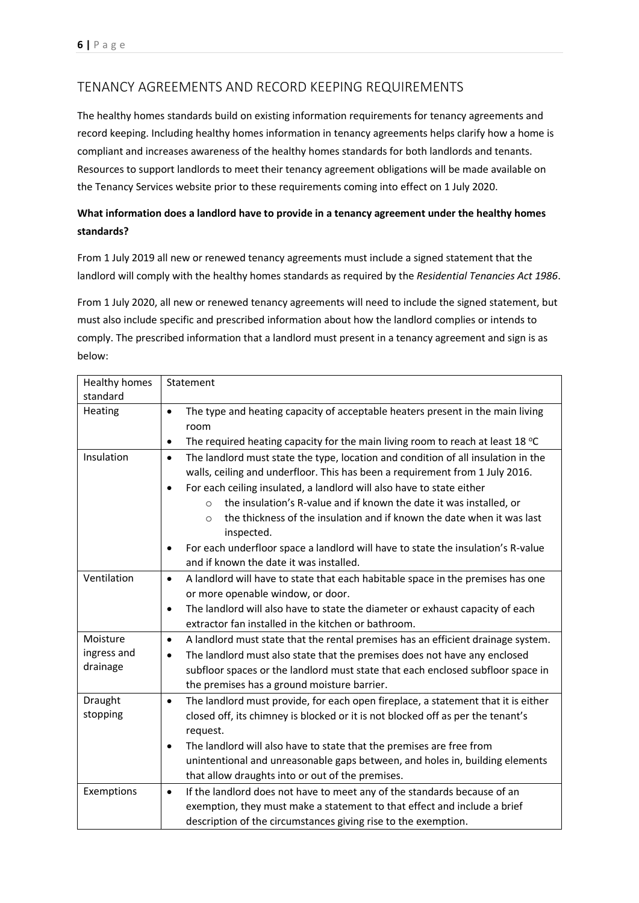## TENANCY AGREEMENTS AND RECORD KEEPING REQUIREMENTS

The healthy homes standards build on existing information requirements for tenancy agreements and record keeping. Including healthy homes information in tenancy agreements helps clarify how a home is compliant and increases awareness of the healthy homes standards for both landlords and tenants. Resources to support landlords to meet their tenancy agreement obligations will be made available on the Tenancy Services website prior to these requirements coming into effect on 1 July 2020.

**What information does a landlord have to provide in a tenancy agreement under the healthy homes standards?**

From 1 July 2019 all new or renewed tenancy agreements must include a signed statement that the landlord will comply with the healthy homes standards as required by the *Residential Tenancies Act 1986*.

From 1 July 2020, all new or renewed tenancy agreements will need to include the signed statement, but must also include specific and prescribed information about how the landlord complies or intends to comply. The prescribed information that a landlord must present in a tenancy agreement and sign is as below:

| Healthy homes standard | Statement |
|---|---|
| Heating | • The type and heating capacity of acceptable heaters present in the main living room<br>• The required heating capacity for the main living room to reach at least 18 °C |
| Insulation | • The landlord must state the type, location and condition of all insulation in the walls, ceiling and underfloor. This has been a requirement from 1 July 2016.<br>• For each ceiling insulated, a landlord will also have to state either<br>&nbsp;&nbsp;&nbsp;&nbsp;○ the insulation's R-value and if known the date it was installed, or<br>&nbsp;&nbsp;&nbsp;&nbsp;○ the thickness of the insulation and if known the date when it was last inspected.<br>• For each underfloor space a landlord will have to state the insulation's R-value and if known the date it was installed. |
| Ventilation | • A landlord will have to state that each habitable space in the premises has one or more openable window, or door.<br>• The landlord will also have to state the diameter or exhaust capacity of each extractor fan installed in the kitchen or bathroom. |
| Moisture ingress and drainage | • A landlord must state that the rental premises has an efficient drainage system.<br>• The landlord must also state that the premises does not have any enclosed subfloor spaces or the landlord must state that each enclosed subfloor space in the premises has a ground moisture barrier. |
| Draught stopping | • The landlord must provide, for each open fireplace, a statement that it is either closed off, its chimney is blocked or it is not blocked off as per the tenant's request.<br>• The landlord will also have to state that the premises are free from unintentional and unreasonable gaps between, and holes in, building elements that allow draughts into or out of the premises. |
| Exemptions | • If the landlord does not have to meet any of the standards because of an exemption, they must make a statement to that effect and include a brief description of the circumstances giving rise to the exemption. |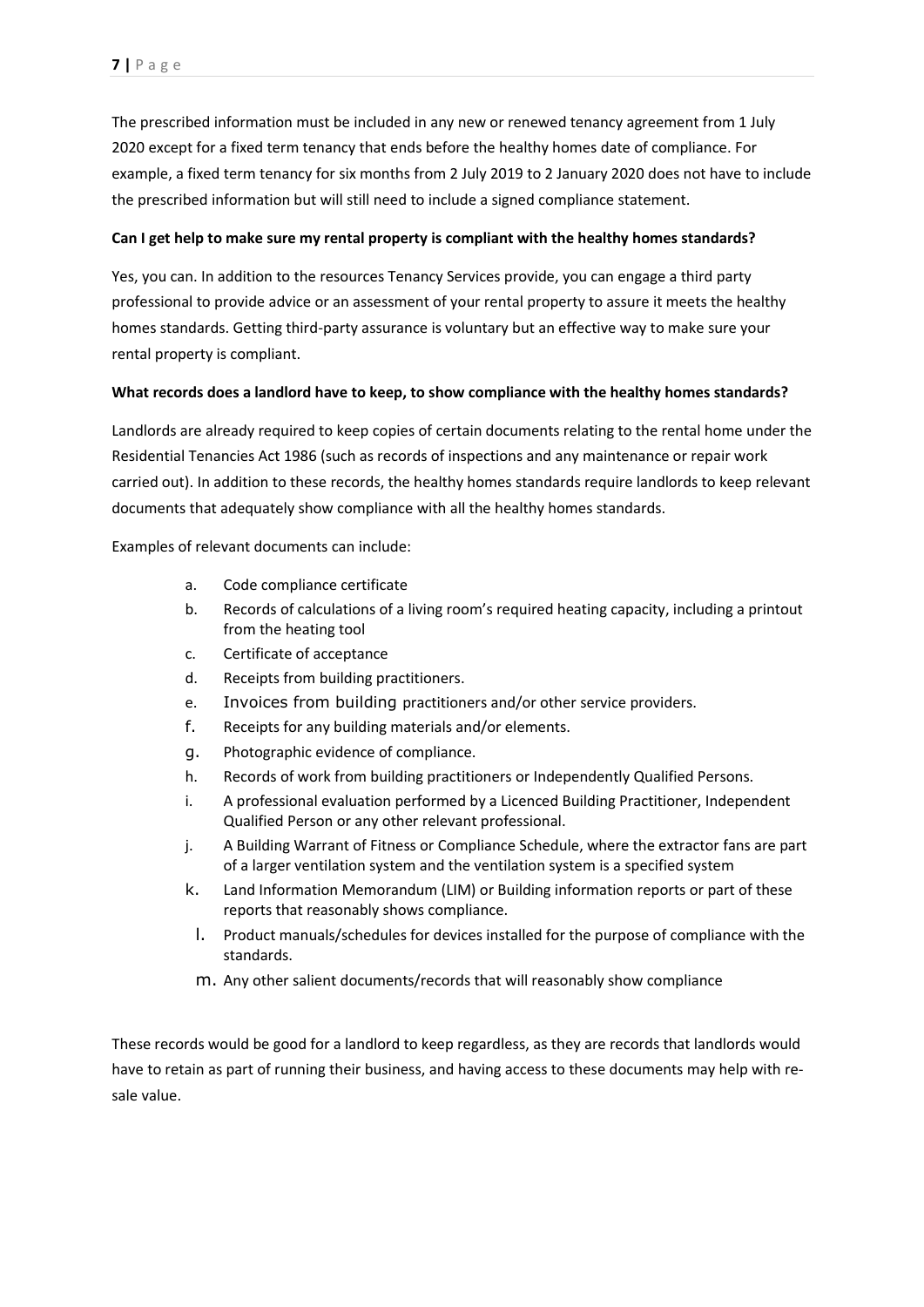The prescribed information must be included in any new or renewed tenancy agreement from 1 July 2020 except for a fixed term tenancy that ends before the healthy homes date of compliance. For example, a fixed term tenancy for six months from 2 July 2019 to 2 January 2020 does not have to include the prescribed information but will still need to include a signed compliance statement.

**Can I get help to make sure my rental property is compliant with the healthy homes standards?**

Yes, you can. In addition to the resources Tenancy Services provide, you can engage a third party professional to provide advice or an assessment of your rental property to assure it meets the healthy homes standards. Getting third-party assurance is voluntary but an effective way to make sure your rental property is compliant.

**What records does a landlord have to keep, to show compliance with the healthy homes standards?**

Landlords are already required to keep copies of certain documents relating to the rental home under the Residential Tenancies Act 1986 (such as records of inspections and any maintenance or repair work carried out). In addition to these records, the healthy homes standards require landlords to keep relevant documents that adequately show compliance with all the healthy homes standards.

Examples of relevant documents can include:

a. Code compliance certificate
b. Records of calculations of a living room's required heating capacity, including a printout from the heating tool
c. Certificate of acceptance
d. Receipts from building practitioners.
e. Invoices from building practitioners and/or other service providers.
f. Receipts for any building materials and/or elements.
g. Photographic evidence of compliance.
h. Records of work from building practitioners or Independently Qualified Persons.
i. A professional evaluation performed by a Licenced Building Practitioner, Independent Qualified Person or any other relevant professional.
j. A Building Warrant of Fitness or Compliance Schedule, where the extractor fans are part of a larger ventilation system and the ventilation system is a specified system
k. Land Information Memorandum (LIM) or Building information reports or part of these reports that reasonably shows compliance.
l. Product manuals/schedules for devices installed for the purpose of compliance with the standards.
m. Any other salient documents/records that will reasonably show compliance

These records would be good for a landlord to keep regardless, as they are records that landlords would have to retain as part of running their business, and having access to these documents may help with re-sale value.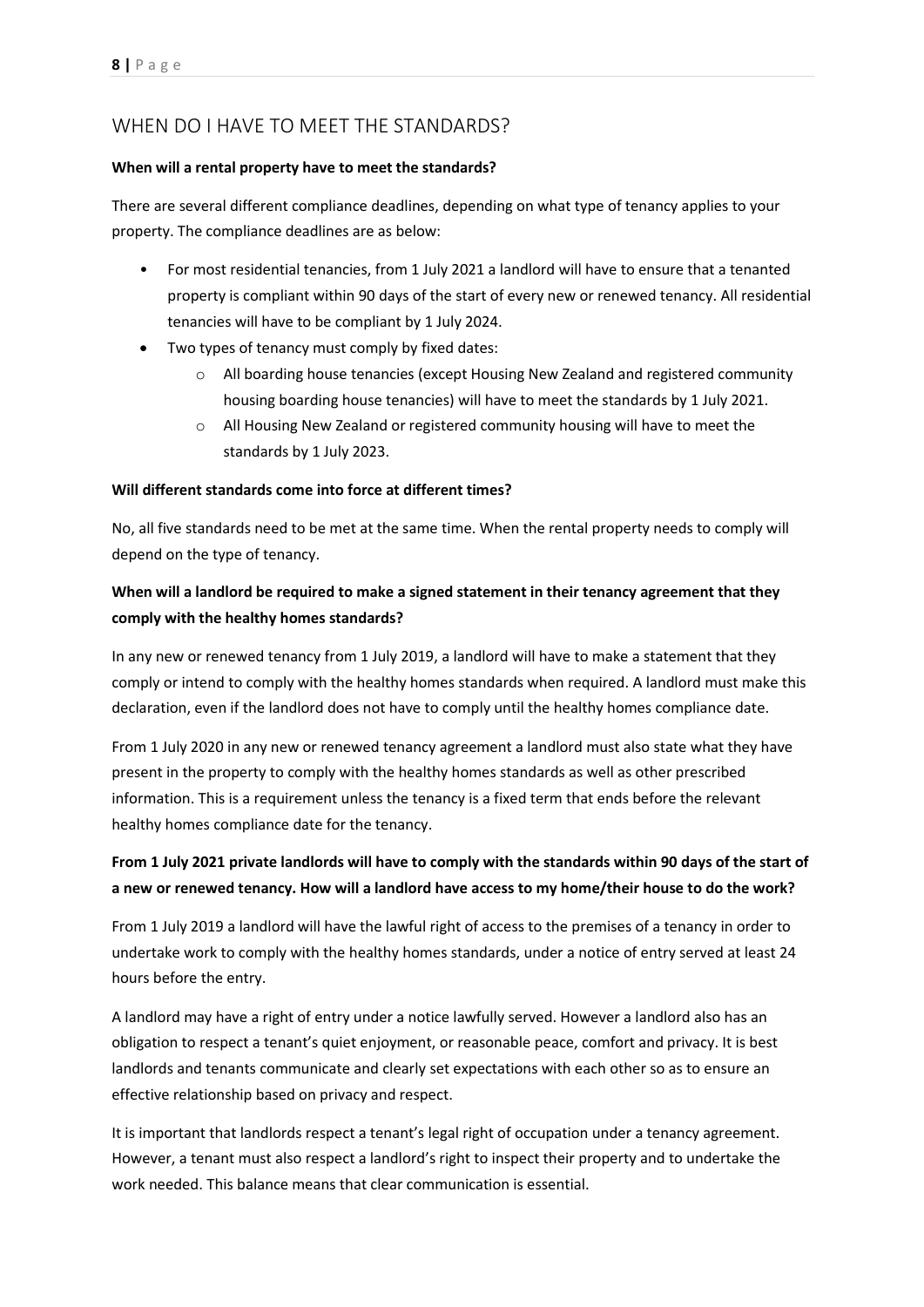## WHEN DO I HAVE TO MEET THE STANDARDS?

**When will a rental property have to meet the standards?**

There are several different compliance deadlines, depending on what type of tenancy applies to your property. The compliance deadlines are as below:

- For most residential tenancies, from 1 July 2021 a landlord will have to ensure that a tenanted property is compliant within 90 days of the start of every new or renewed tenancy. All residential tenancies will have to be compliant by 1 July 2024.
- Two types of tenancy must comply by fixed dates:
  - All boarding house tenancies (except Housing New Zealand and registered community housing boarding house tenancies) will have to meet the standards by 1 July 2021.
  - All Housing New Zealand or registered community housing will have to meet the standards by 1 July 2023.

**Will different standards come into force at different times?**

No, all five standards need to be met at the same time. When the rental property needs to comply will depend on the type of tenancy.

**When will a landlord be required to make a signed statement in their tenancy agreement that they comply with the healthy homes standards?**

In any new or renewed tenancy from 1 July 2019, a landlord will have to make a statement that they comply or intend to comply with the healthy homes standards when required. A landlord must make this declaration, even if the landlord does not have to comply until the healthy homes compliance date.

From 1 July 2020 in any new or renewed tenancy agreement a landlord must also state what they have present in the property to comply with the healthy homes standards as well as other prescribed information. This is a requirement unless the tenancy is a fixed term that ends before the relevant healthy homes compliance date for the tenancy.

**From 1 July 2021 private landlords will have to comply with the standards within 90 days of the start of a new or renewed tenancy. How will a landlord have access to my home/their house to do the work?**

From 1 July 2019 a landlord will have the lawful right of access to the premises of a tenancy in order to undertake work to comply with the healthy homes standards, under a notice of entry served at least 24 hours before the entry.

A landlord may have a right of entry under a notice lawfully served. However a landlord also has an obligation to respect a tenant's quiet enjoyment, or reasonable peace, comfort and privacy. It is best landlords and tenants communicate and clearly set expectations with each other so as to ensure an effective relationship based on privacy and respect.

It is important that landlords respect a tenant's legal right of occupation under a tenancy agreement. However, a tenant must also respect a landlord's right to inspect their property and to undertake the work needed. This balance means that clear communication is essential.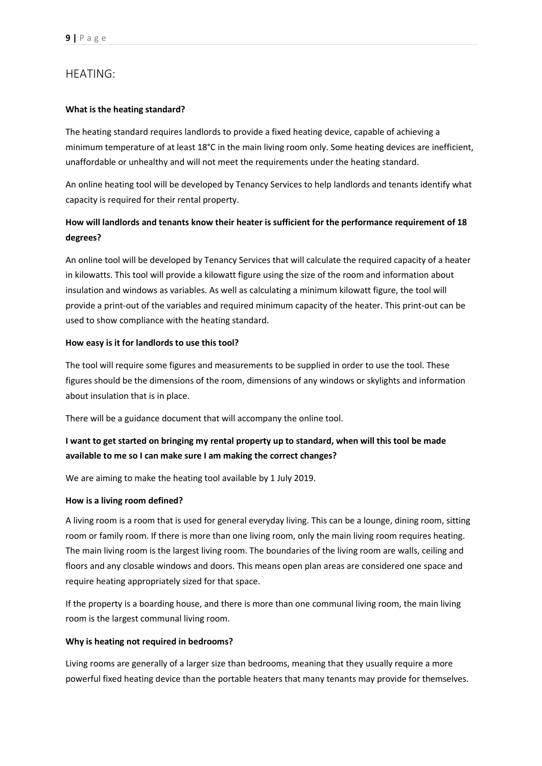## HEATING:

**What is the heating standard?**

The heating standard requires landlords to provide a fixed heating device, capable of achieving a minimum temperature of at least 18°C in the main living room only. Some heating devices are inefficient, unaffordable or unhealthy and will not meet the requirements under the heating standard.

An online heating tool will be developed by Tenancy Services to help landlords and tenants identify what capacity is required for their rental property.

**How will landlords and tenants know their heater is sufficient for the performance requirement of 18 degrees?**

An online tool will be developed by Tenancy Services that will calculate the required capacity of a heater in kilowatts. This tool will provide a kilowatt figure using the size of the room and information about insulation and windows as variables. As well as calculating a minimum kilowatt figure, the tool will provide a print-out of the variables and required minimum capacity of the heater. This print-out can be used to show compliance with the heating standard.

**How easy is it for landlords to use this tool?**

The tool will require some figures and measurements to be supplied in order to use the tool. These figures should be the dimensions of the room, dimensions of any windows or skylights and information about insulation that is in place.

There will be a guidance document that will accompany the online tool.

**I want to get started on bringing my rental property up to standard, when will this tool be made available to me so I can make sure I am making the correct changes?**

We are aiming to make the heating tool available by 1 July 2019.

**How is a living room defined?**

A living room is a room that is used for general everyday living. This can be a lounge, dining room, sitting room or family room. If there is more than one living room, only the main living room requires heating. The main living room is the largest living room. The boundaries of the living room are walls, ceiling and floors and any closable windows and doors. This means open plan areas are considered one space and require heating appropriately sized for that space.

If the property is a boarding house, and there is more than one communal living room, the main living room is the largest communal living room.

**Why is heating not required in bedrooms?**

Living rooms are generally of a larger size than bedrooms, meaning that they usually require a more powerful fixed heating device than the portable heaters that many tenants may provide for themselves.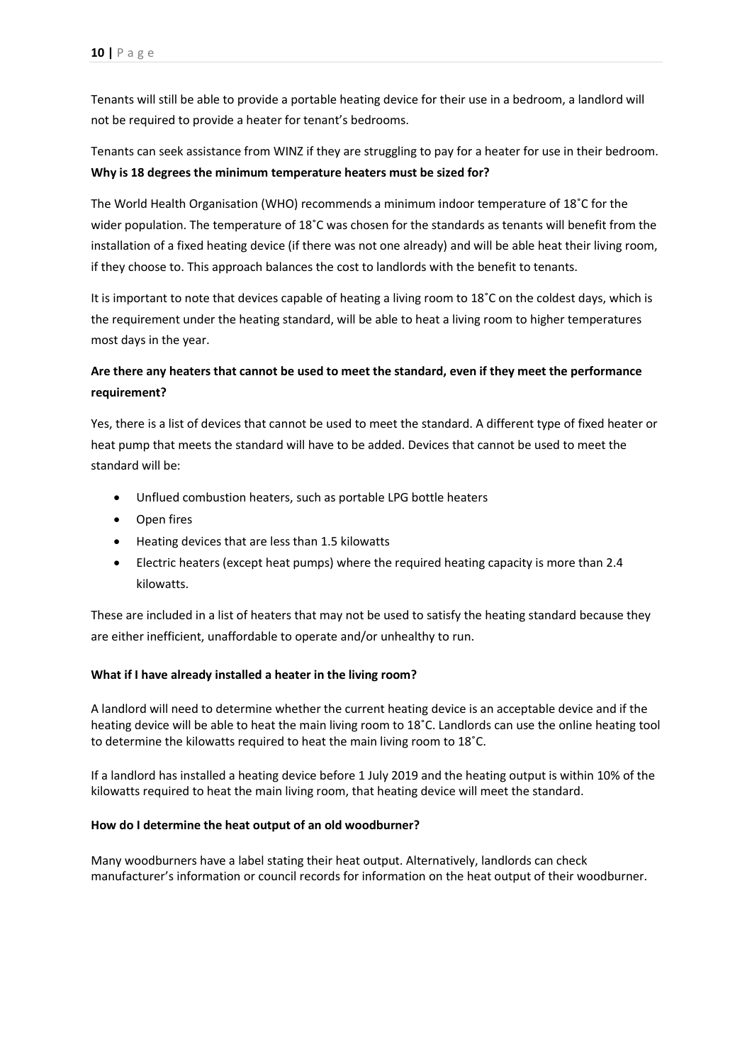Tenants will still be able to provide a portable heating device for their use in a bedroom, a landlord will not be required to provide a heater for tenant's bedrooms.

Tenants can seek assistance from WINZ if they are struggling to pay for a heater for use in their bedroom.

**Why is 18 degrees the minimum temperature heaters must be sized for?**

The World Health Organisation (WHO) recommends a minimum indoor temperature of 18˚C for the wider population. The temperature of 18˚C was chosen for the standards as tenants will benefit from the installation of a fixed heating device (if there was not one already) and will be able heat their living room, if they choose to. This approach balances the cost to landlords with the benefit to tenants.

It is important to note that devices capable of heating a living room to 18˚C on the coldest days, which is the requirement under the heating standard, will be able to heat a living room to higher temperatures most days in the year.

**Are there any heaters that cannot be used to meet the standard, even if they meet the performance requirement?**

Yes, there is a list of devices that cannot be used to meet the standard. A different type of fixed heater or heat pump that meets the standard will have to be added. Devices that cannot be used to meet the standard will be:

- Unflued combustion heaters, such as portable LPG bottle heaters
- Open fires
- Heating devices that are less than 1.5 kilowatts
- Electric heaters (except heat pumps) where the required heating capacity is more than 2.4 kilowatts.

These are included in a list of heaters that may not be used to satisfy the heating standard because they are either inefficient, unaffordable to operate and/or unhealthy to run.

**What if I have already installed a heater in the living room?**

A landlord will need to determine whether the current heating device is an acceptable device and if the heating device will be able to heat the main living room to 18˚C. Landlords can use the online heating tool to determine the kilowatts required to heat the main living room to 18˚C.

If a landlord has installed a heating device before 1 July 2019 and the heating output is within 10% of the kilowatts required to heat the main living room, that heating device will meet the standard.

**How do I determine the heat output of an old woodburner?**

Many woodburners have a label stating their heat output. Alternatively, landlords can check manufacturer's information or council records for information on the heat output of their woodburner.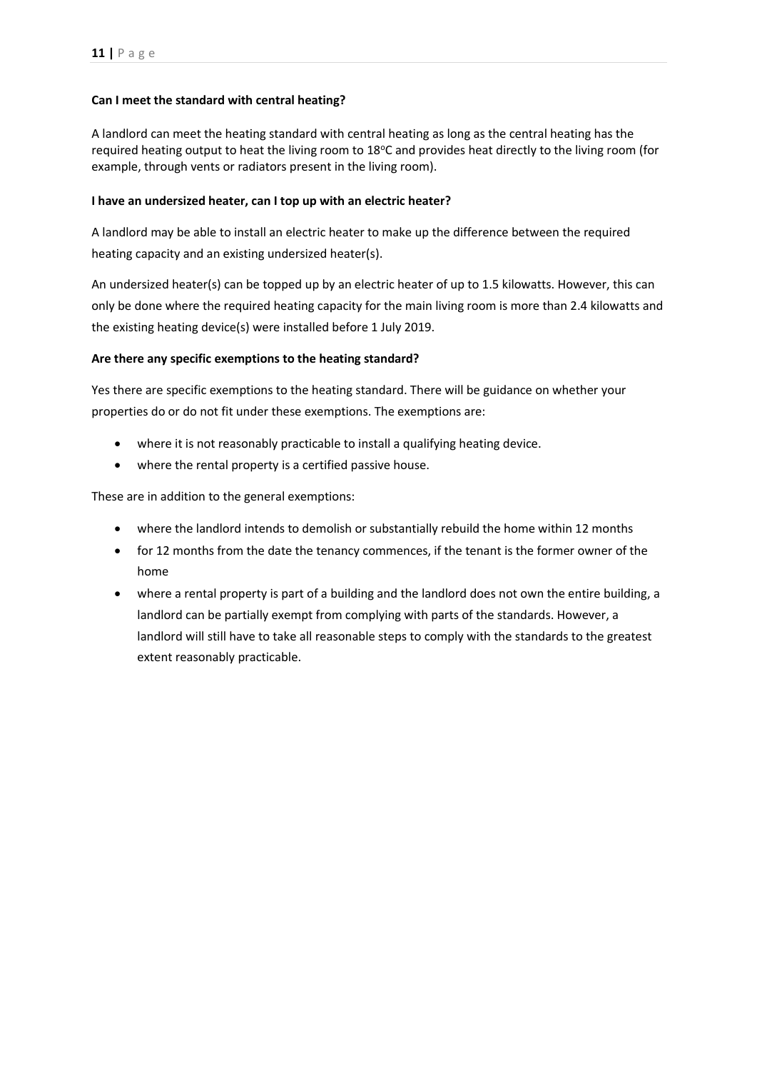**Can I meet the standard with central heating?**

A landlord can meet the heating standard with central heating as long as the central heating has the required heating output to heat the living room to 18°C and provides heat directly to the living room (for example, through vents or radiators present in the living room).

**I have an undersized heater, can I top up with an electric heater?**

A landlord may be able to install an electric heater to make up the difference between the required heating capacity and an existing undersized heater(s).

An undersized heater(s) can be topped up by an electric heater of up to 1.5 kilowatts. However, this can only be done where the required heating capacity for the main living room is more than 2.4 kilowatts and the existing heating device(s) were installed before 1 July 2019.

**Are there any specific exemptions to the heating standard?**

Yes there are specific exemptions to the heating standard. There will be guidance on whether your properties do or do not fit under these exemptions. The exemptions are:

- where it is not reasonably practicable to install a qualifying heating device.
- where the rental property is a certified passive house.

These are in addition to the general exemptions:

- where the landlord intends to demolish or substantially rebuild the home within 12 months
- for 12 months from the date the tenancy commences, if the tenant is the former owner of the home
- where a rental property is part of a building and the landlord does not own the entire building, a landlord can be partially exempt from complying with parts of the standards. However, a landlord will still have to take all reasonable steps to comply with the standards to the greatest extent reasonably practicable.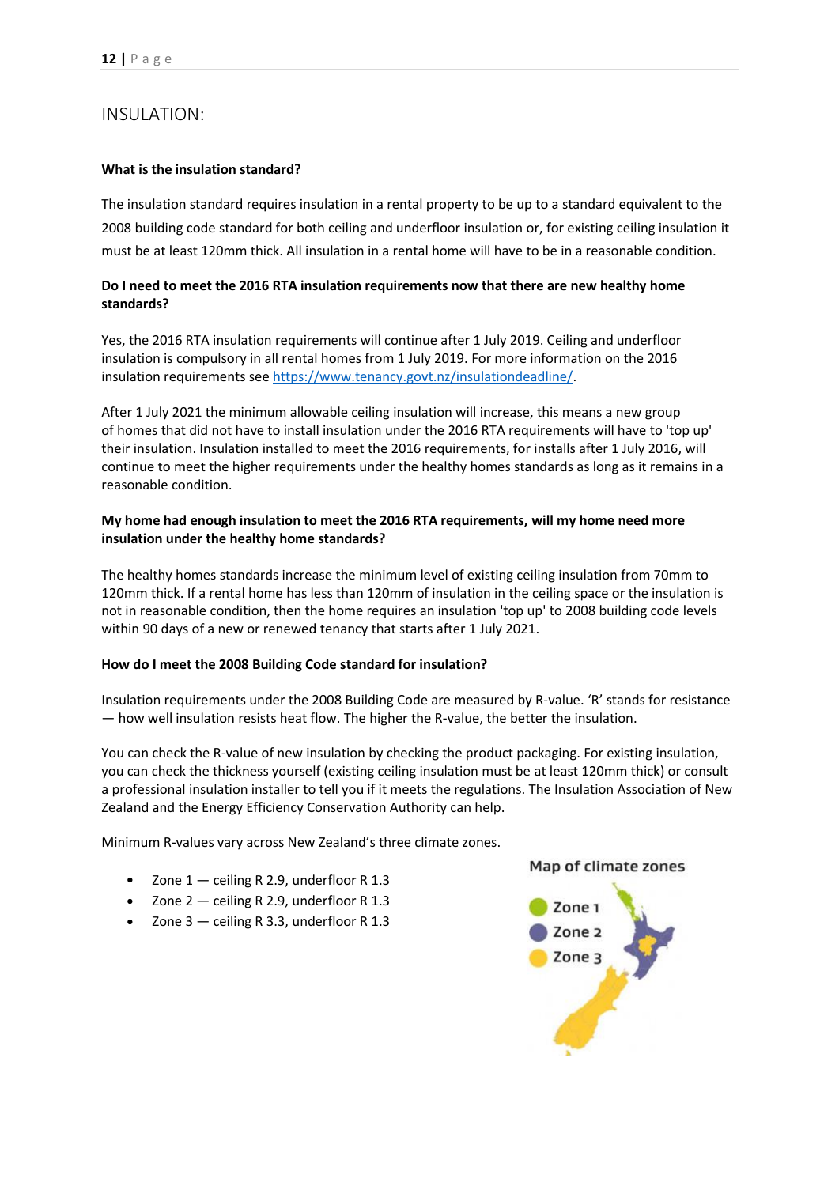## INSULATION:

**What is the insulation standard?**

The insulation standard requires insulation in a rental property to be up to a standard equivalent to the 2008 building code standard for both ceiling and underfloor insulation or, for existing ceiling insulation it must be at least 120mm thick. All insulation in a rental home will have to be in a reasonable condition.

**Do I need to meet the 2016 RTA insulation requirements now that there are new healthy home standards?**

Yes, the 2016 RTA insulation requirements will continue after 1 July 2019. Ceiling and underfloor insulation is compulsory in all rental homes from 1 July 2019. For more information on the 2016 insulation requirements see [https://www.tenancy.govt.nz/insulationdeadline/](https://www.tenancy.govt.nz/insulationdeadline/).

After 1 July 2021 the minimum allowable ceiling insulation will increase, this means a new group of homes that did not have to install insulation under the 2016 RTA requirements will have to 'top up' their insulation. Insulation installed to meet the 2016 requirements, for installs after 1 July 2016, will continue to meet the higher requirements under the healthy homes standards as long as it remains in a reasonable condition.

**My home had enough insulation to meet the 2016 RTA requirements, will my home need more insulation under the healthy home standards?**

The healthy homes standards increase the minimum level of existing ceiling insulation from 70mm to 120mm thick. If a rental home has less than 120mm of insulation in the ceiling space or the insulation is not in reasonable condition, then the home requires an insulation 'top up' to 2008 building code levels within 90 days of a new or renewed tenancy that starts after 1 July 2021.

**How do I meet the 2008 Building Code standard for insulation?**

Insulation requirements under the 2008 Building Code are measured by R-value. 'R' stands for resistance — how well insulation resists heat flow. The higher the R-value, the better the insulation.

You can check the R-value of new insulation by checking the product packaging. For existing insulation, you can check the thickness yourself (existing ceiling insulation must be at least 120mm thick) or consult a professional insulation installer to tell you if it meets the regulations. The Insulation Association of New Zealand and the Energy Efficiency Conservation Authority can help.

Minimum R-values vary across New Zealand's three climate zones.

- Zone 1 — ceiling R 2.9, underfloor R 1.3
- Zone 2 — ceiling R 2.9, underfloor R 1.3
- Zone 3 — ceiling R 3.3, underfloor R 1.3

Map of climate zones

Zone 1
Zone 2
Zone 3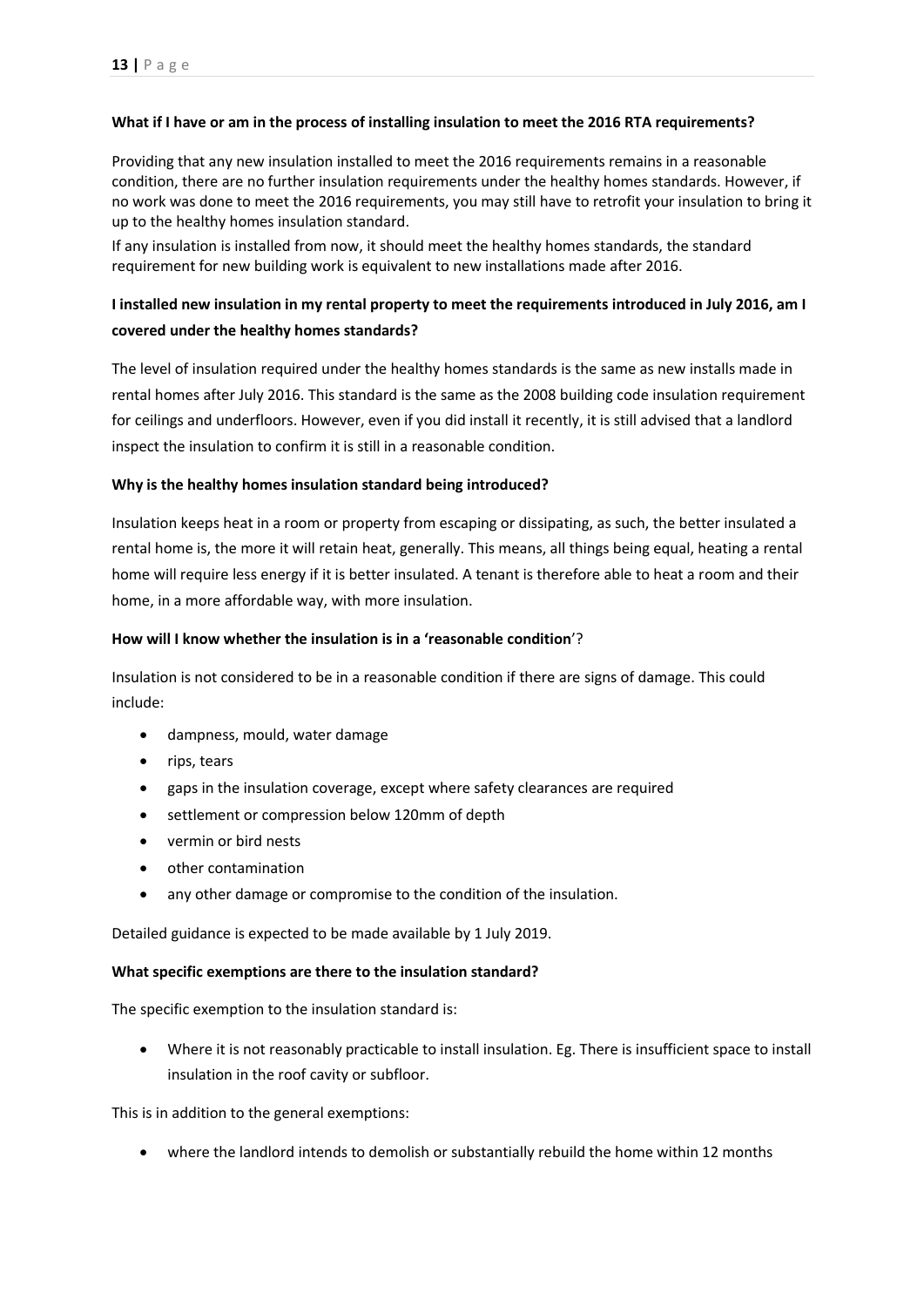**What if I have or am in the process of installing insulation to meet the 2016 RTA requirements?**

Providing that any new insulation installed to meet the 2016 requirements remains in a reasonable condition, there are no further insulation requirements under the healthy homes standards. However, if no work was done to meet the 2016 requirements, you may still have to retrofit your insulation to bring it up to the healthy homes insulation standard.

If any insulation is installed from now, it should meet the healthy homes standards, the standard requirement for new building work is equivalent to new installations made after 2016.

**I installed new insulation in my rental property to meet the requirements introduced in July 2016, am I covered under the healthy homes standards?**

The level of insulation required under the healthy homes standards is the same as new installs made in rental homes after July 2016. This standard is the same as the 2008 building code insulation requirement for ceilings and underfloors. However, even if you did install it recently, it is still advised that a landlord inspect the insulation to confirm it is still in a reasonable condition.

**Why is the healthy homes insulation standard being introduced?**

Insulation keeps heat in a room or property from escaping or dissipating, as such, the better insulated a rental home is, the more it will retain heat, generally. This means, all things being equal, heating a rental home will require less energy if it is better insulated. A tenant is therefore able to heat a room and their home, in a more affordable way, with more insulation.

**How will I know whether the insulation is in a 'reasonable condition'?**

Insulation is not considered to be in a reasonable condition if there are signs of damage. This could include:

- dampness, mould, water damage
- rips, tears
- gaps in the insulation coverage, except where safety clearances are required
- settlement or compression below 120mm of depth
- vermin or bird nests
- other contamination
- any other damage or compromise to the condition of the insulation.

Detailed guidance is expected to be made available by 1 July 2019.

**What specific exemptions are there to the insulation standard?**

The specific exemption to the insulation standard is:

- Where it is not reasonably practicable to install insulation. Eg. There is insufficient space to install insulation in the roof cavity or subfloor.

This is in addition to the general exemptions:

- where the landlord intends to demolish or substantially rebuild the home within 12 months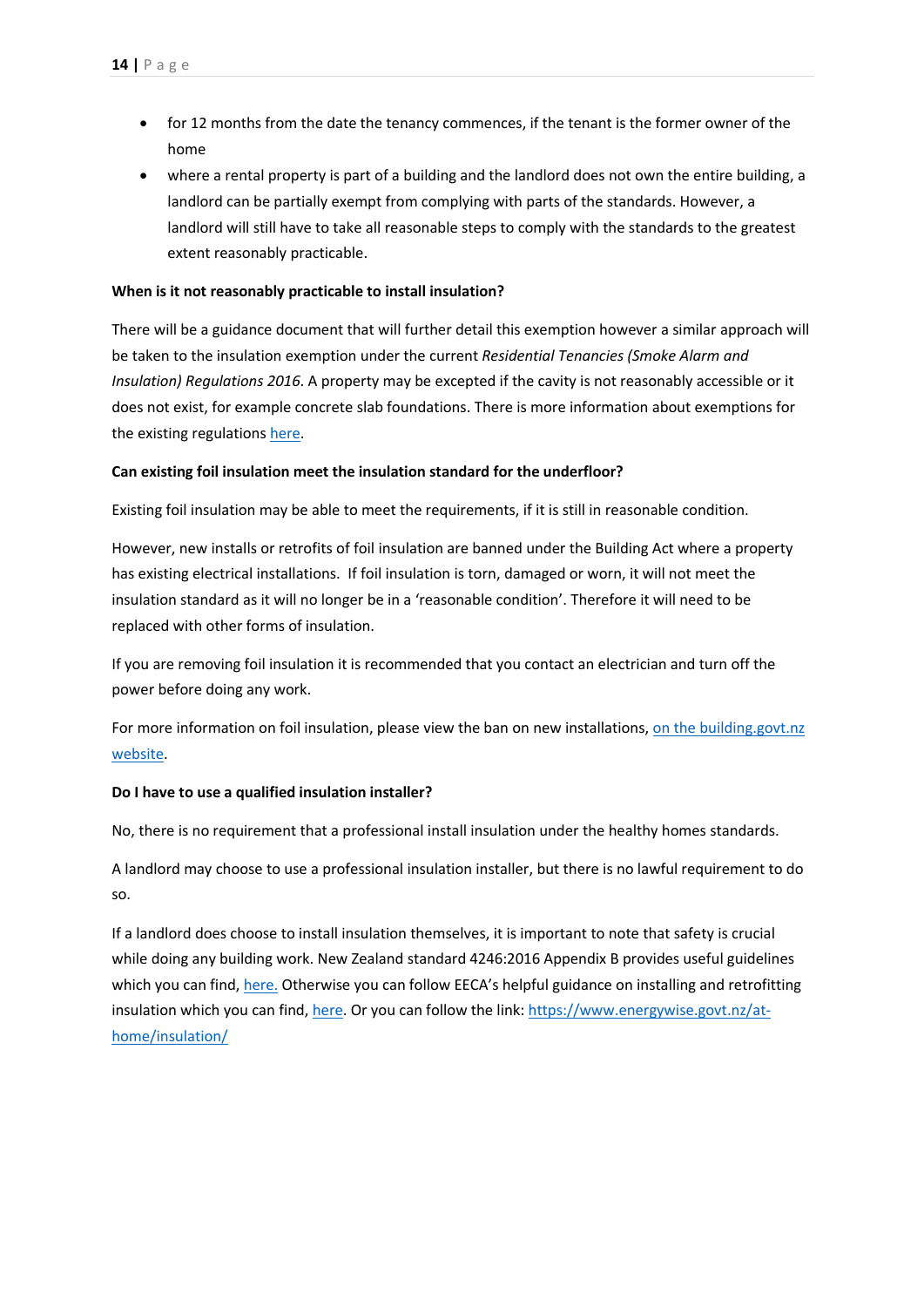- for 12 months from the date the tenancy commences, if the tenant is the former owner of the home
- where a rental property is part of a building and the landlord does not own the entire building, a landlord can be partially exempt from complying with parts of the standards. However, a landlord will still have to take all reasonable steps to comply with the standards to the greatest extent reasonably practicable.

**When is it not reasonably practicable to install insulation?**

There will be a guidance document that will further detail this exemption however a similar approach will be taken to the insulation exemption under the current *Residential Tenancies (Smoke Alarm and Insulation) Regulations 2016*. A property may be excepted if the cavity is not reasonably accessible or it does not exist, for example concrete slab foundations. There is more information about exemptions for the existing regulations here.

**Can existing foil insulation meet the insulation standard for the underfloor?**

Existing foil insulation may be able to meet the requirements, if it is still in reasonable condition.

However, new installs or retrofits of foil insulation are banned under the Building Act where a property has existing electrical installations. If foil insulation is torn, damaged or worn, it will not meet the insulation standard as it will no longer be in a 'reasonable condition'. Therefore it will need to be replaced with other forms of insulation.

If you are removing foil insulation it is recommended that you contact an electrician and turn off the power before doing any work.

For more information on foil insulation, please view the ban on new installations, on the building.govt.nz website.

**Do I have to use a qualified insulation installer?**

No, there is no requirement that a professional install insulation under the healthy homes standards.

A landlord may choose to use a professional insulation installer, but there is no lawful requirement to do so.

If a landlord does choose to install insulation themselves, it is important to note that safety is crucial while doing any building work. New Zealand standard 4246:2016 Appendix B provides useful guidelines which you can find, here. Otherwise you can follow EECA's helpful guidance on installing and retrofitting insulation which you can find, here. Or you can follow the link: https://www.energywise.govt.nz/at-home/insulation/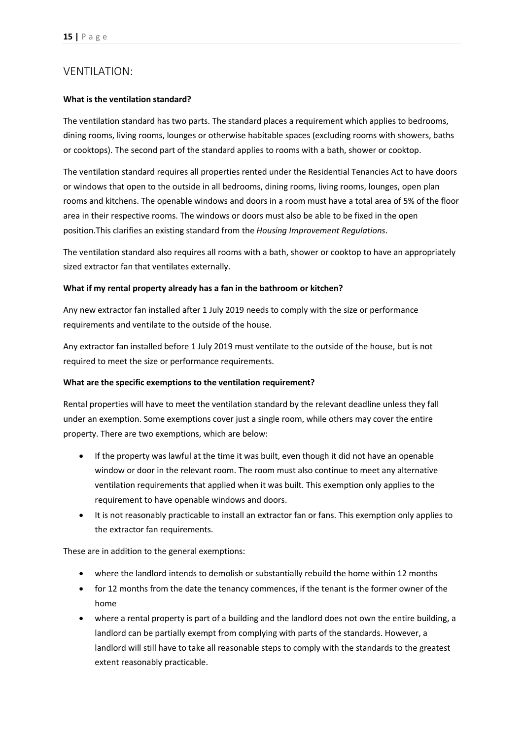## VENTILATION:

**What is the ventilation standard?**

The ventilation standard has two parts. The standard places a requirement which applies to bedrooms, dining rooms, living rooms, lounges or otherwise habitable spaces (excluding rooms with showers, baths or cooktops). The second part of the standard applies to rooms with a bath, shower or cooktop.

The ventilation standard requires all properties rented under the Residential Tenancies Act to have doors or windows that open to the outside in all bedrooms, dining rooms, living rooms, lounges, open plan rooms and kitchens. The openable windows and doors in a room must have a total area of 5% of the floor area in their respective rooms. The windows or doors must also be able to be fixed in the open position.This clarifies an existing standard from the *Housing Improvement Regulations*.

The ventilation standard also requires all rooms with a bath, shower or cooktop to have an appropriately sized extractor fan that ventilates externally.

**What if my rental property already has a fan in the bathroom or kitchen?**

Any new extractor fan installed after 1 July 2019 needs to comply with the size or performance requirements and ventilate to the outside of the house.

Any extractor fan installed before 1 July 2019 must ventilate to the outside of the house, but is not required to meet the size or performance requirements.

**What are the specific exemptions to the ventilation requirement?**

Rental properties will have to meet the ventilation standard by the relevant deadline unless they fall under an exemption. Some exemptions cover just a single room, while others may cover the entire property. There are two exemptions, which are below:

- If the property was lawful at the time it was built, even though it did not have an openable window or door in the relevant room. The room must also continue to meet any alternative ventilation requirements that applied when it was built. This exemption only applies to the requirement to have openable windows and doors.
- It is not reasonably practicable to install an extractor fan or fans. This exemption only applies to the extractor fan requirements.

These are in addition to the general exemptions:

- where the landlord intends to demolish or substantially rebuild the home within 12 months
- for 12 months from the date the tenancy commences, if the tenant is the former owner of the home
- where a rental property is part of a building and the landlord does not own the entire building, a landlord can be partially exempt from complying with parts of the standards. However, a landlord will still have to take all reasonable steps to comply with the standards to the greatest extent reasonably practicable.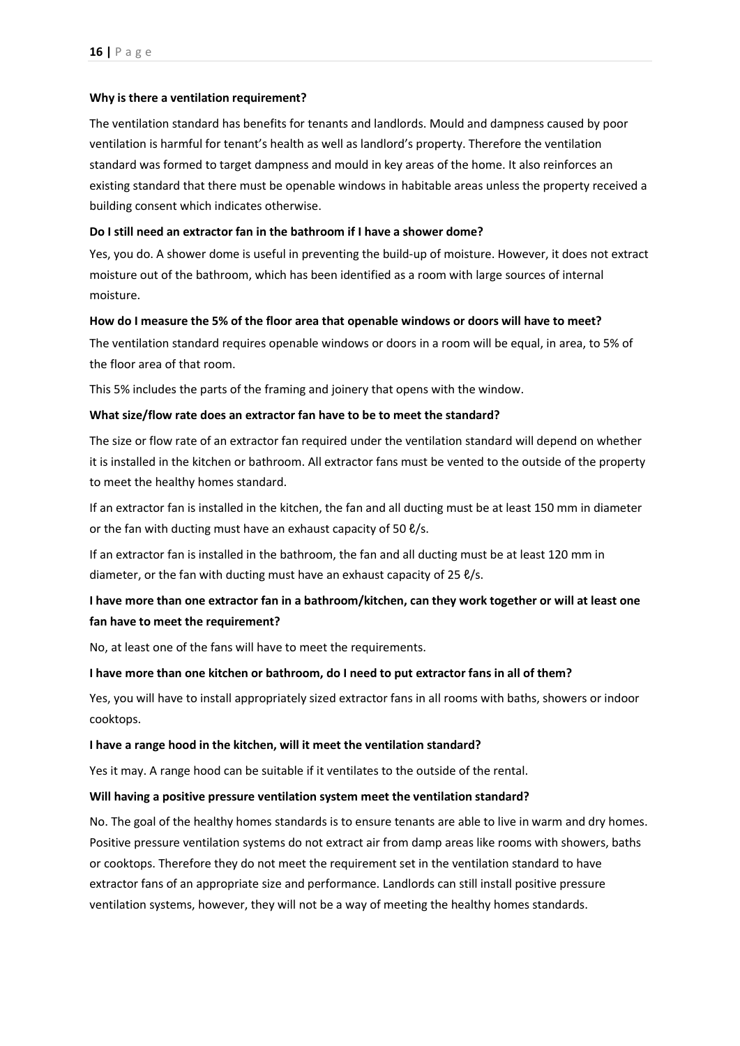**Why is there a ventilation requirement?**

The ventilation standard has benefits for tenants and landlords. Mould and dampness caused by poor ventilation is harmful for tenant's health as well as landlord's property. Therefore the ventilation standard was formed to target dampness and mould in key areas of the home. It also reinforces an existing standard that there must be openable windows in habitable areas unless the property received a building consent which indicates otherwise.

**Do I still need an extractor fan in the bathroom if I have a shower dome?**

Yes, you do. A shower dome is useful in preventing the build-up of moisture. However, it does not extract moisture out of the bathroom, which has been identified as a room with large sources of internal moisture.

**How do I measure the 5% of the floor area that openable windows or doors will have to meet?**

The ventilation standard requires openable windows or doors in a room will be equal, in area, to 5% of the floor area of that room.

This 5% includes the parts of the framing and joinery that opens with the window.

**What size/flow rate does an extractor fan have to be to meet the standard?**

The size or flow rate of an extractor fan required under the ventilation standard will depend on whether it is installed in the kitchen or bathroom. All extractor fans must be vented to the outside of the property to meet the healthy homes standard.

If an extractor fan is installed in the kitchen, the fan and all ducting must be at least 150 mm in diameter or the fan with ducting must have an exhaust capacity of 50 ℓ/s.

If an extractor fan is installed in the bathroom, the fan and all ducting must be at least 120 mm in diameter, or the fan with ducting must have an exhaust capacity of 25 ℓ/s.

**I have more than one extractor fan in a bathroom/kitchen, can they work together or will at least one fan have to meet the requirement?**

No, at least one of the fans will have to meet the requirements.

**I have more than one kitchen or bathroom, do I need to put extractor fans in all of them?**

Yes, you will have to install appropriately sized extractor fans in all rooms with baths, showers or indoor cooktops.

**I have a range hood in the kitchen, will it meet the ventilation standard?**

Yes it may. A range hood can be suitable if it ventilates to the outside of the rental.

**Will having a positive pressure ventilation system meet the ventilation standard?**

No. The goal of the healthy homes standards is to ensure tenants are able to live in warm and dry homes. Positive pressure ventilation systems do not extract air from damp areas like rooms with showers, baths or cooktops. Therefore they do not meet the requirement set in the ventilation standard to have extractor fans of an appropriate size and performance. Landlords can still install positive pressure ventilation systems, however, they will not be a way of meeting the healthy homes standards.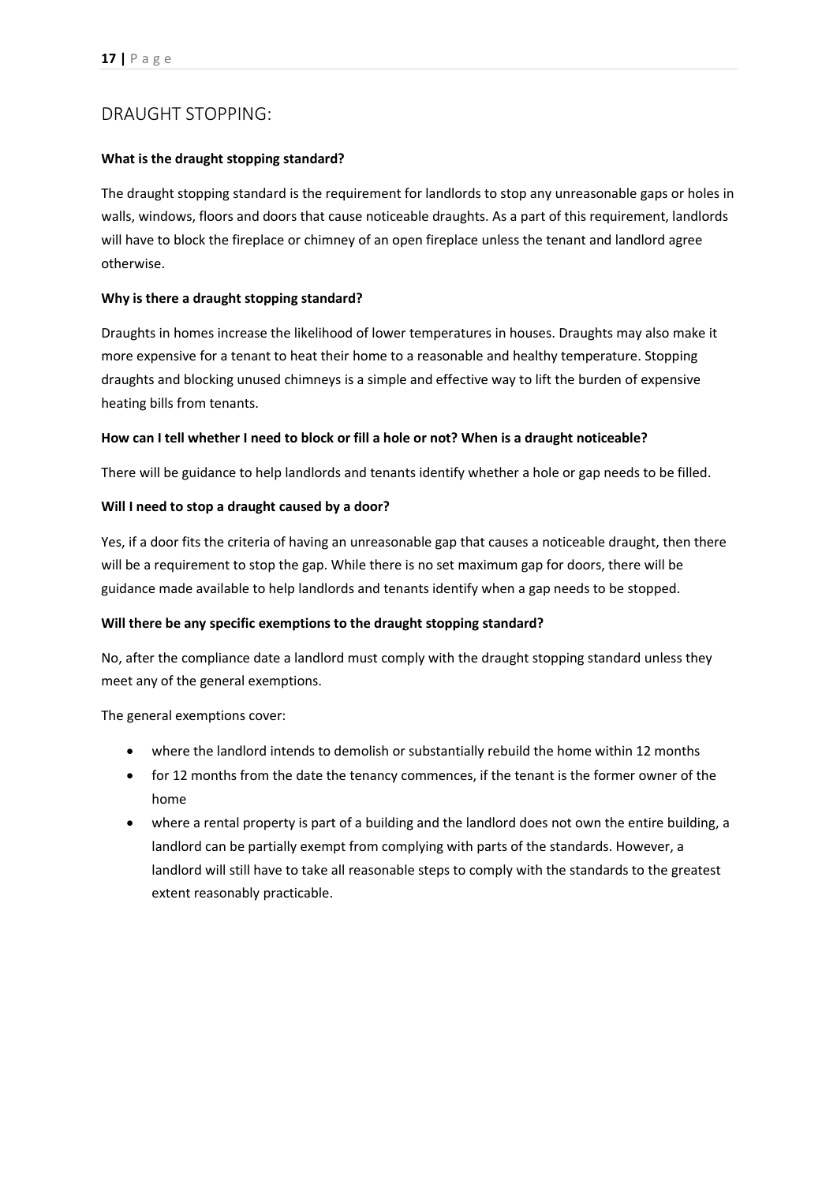## DRAUGHT STOPPING:

**What is the draught stopping standard?**

The draught stopping standard is the requirement for landlords to stop any unreasonable gaps or holes in walls, windows, floors and doors that cause noticeable draughts. As a part of this requirement, landlords will have to block the fireplace or chimney of an open fireplace unless the tenant and landlord agree otherwise.

**Why is there a draught stopping standard?**

Draughts in homes increase the likelihood of lower temperatures in houses. Draughts may also make it more expensive for a tenant to heat their home to a reasonable and healthy temperature. Stopping draughts and blocking unused chimneys is a simple and effective way to lift the burden of expensive heating bills from tenants.

**How can I tell whether I need to block or fill a hole or not? When is a draught noticeable?**

There will be guidance to help landlords and tenants identify whether a hole or gap needs to be filled.

**Will I need to stop a draught caused by a door?**

Yes, if a door fits the criteria of having an unreasonable gap that causes a noticeable draught, then there will be a requirement to stop the gap. While there is no set maximum gap for doors, there will be guidance made available to help landlords and tenants identify when a gap needs to be stopped.

**Will there be any specific exemptions to the draught stopping standard?**

No, after the compliance date a landlord must comply with the draught stopping standard unless they meet any of the general exemptions.

The general exemptions cover:

- where the landlord intends to demolish or substantially rebuild the home within 12 months
- for 12 months from the date the tenancy commences, if the tenant is the former owner of the home
- where a rental property is part of a building and the landlord does not own the entire building, a landlord can be partially exempt from complying with parts of the standards. However, a landlord will still have to take all reasonable steps to comply with the standards to the greatest extent reasonably practicable.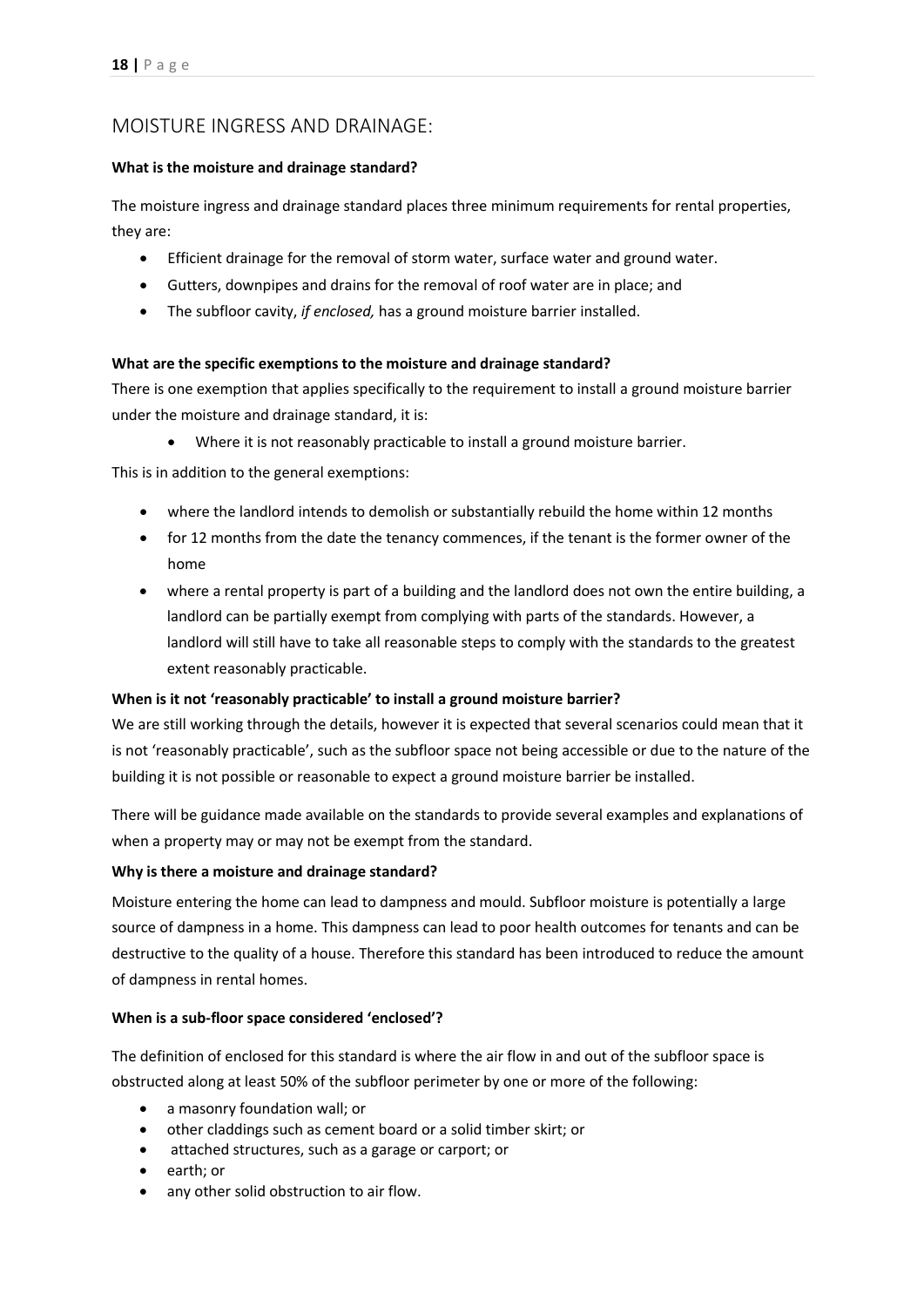## MOISTURE INGRESS AND DRAINAGE:

**What is the moisture and drainage standard?**

The moisture ingress and drainage standard places three minimum requirements for rental properties, they are:

- Efficient drainage for the removal of storm water, surface water and ground water.
- Gutters, downpipes and drains for the removal of roof water are in place; and
- The subfloor cavity, *if enclosed,* has a ground moisture barrier installed.

**What are the specific exemptions to the moisture and drainage standard?**

There is one exemption that applies specifically to the requirement to install a ground moisture barrier under the moisture and drainage standard, it is:

- Where it is not reasonably practicable to install a ground moisture barrier.

This is in addition to the general exemptions:

- where the landlord intends to demolish or substantially rebuild the home within 12 months
- for 12 months from the date the tenancy commences, if the tenant is the former owner of the home
- where a rental property is part of a building and the landlord does not own the entire building, a landlord can be partially exempt from complying with parts of the standards. However, a landlord will still have to take all reasonable steps to comply with the standards to the greatest extent reasonably practicable.

**When is it not 'reasonably practicable' to install a ground moisture barrier?**

We are still working through the details, however it is expected that several scenarios could mean that it is not 'reasonably practicable', such as the subfloor space not being accessible or due to the nature of the building it is not possible or reasonable to expect a ground moisture barrier be installed.

There will be guidance made available on the standards to provide several examples and explanations of when a property may or may not be exempt from the standard.

**Why is there a moisture and drainage standard?**

Moisture entering the home can lead to dampness and mould. Subfloor moisture is potentially a large source of dampness in a home. This dampness can lead to poor health outcomes for tenants and can be destructive to the quality of a house. Therefore this standard has been introduced to reduce the amount of dampness in rental homes.

**When is a sub-floor space considered 'enclosed'?**

The definition of enclosed for this standard is where the air flow in and out of the subfloor space is obstructed along at least 50% of the subfloor perimeter by one or more of the following:

- a masonry foundation wall; or
- other claddings such as cement board or a solid timber skirt; or
- attached structures, such as a garage or carport; or
- earth; or
- any other solid obstruction to air flow.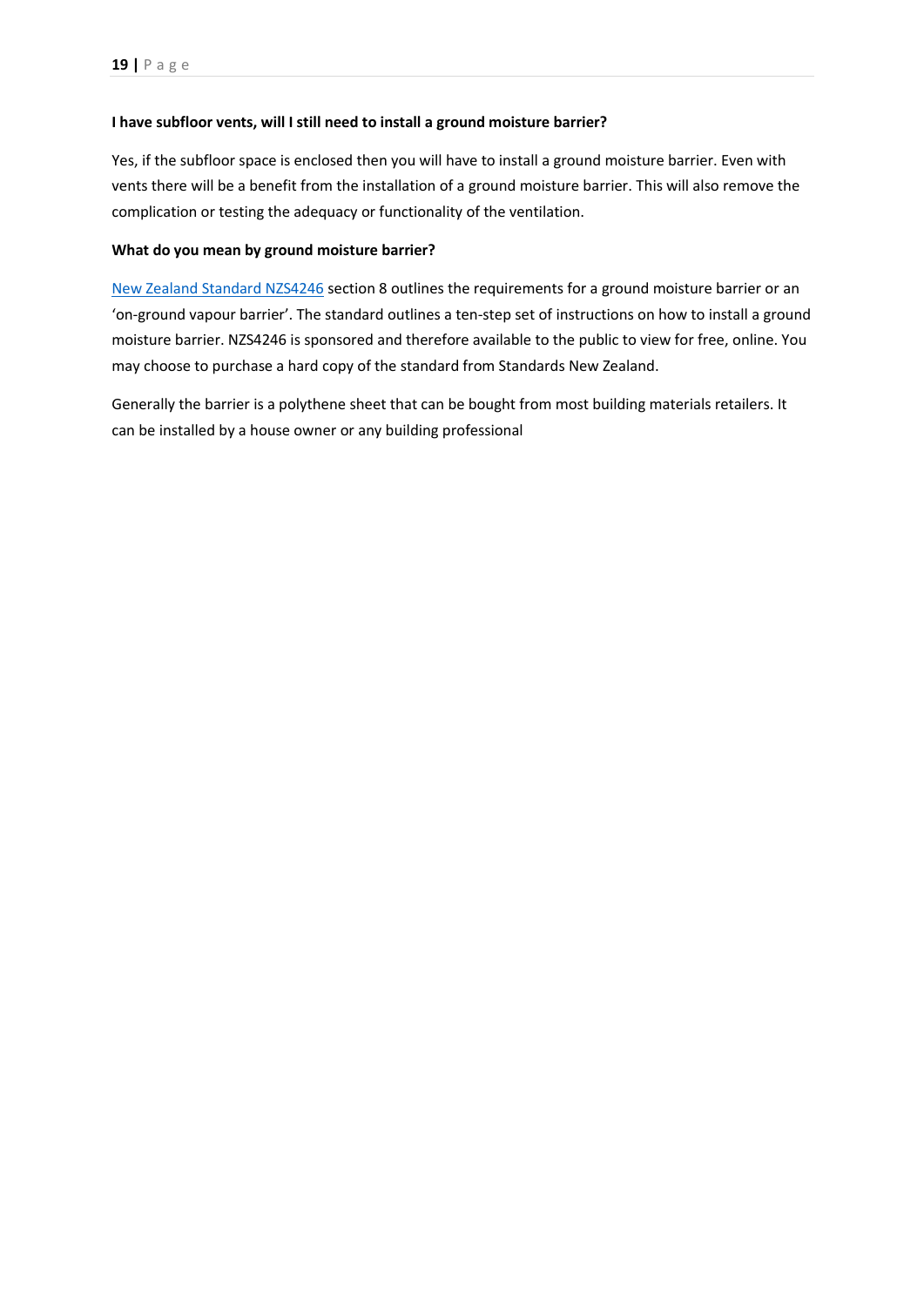**I have subfloor vents, will I still need to install a ground moisture barrier?**

Yes, if the subfloor space is enclosed then you will have to install a ground moisture barrier. Even with vents there will be a benefit from the installation of a ground moisture barrier. This will also remove the complication or testing the adequacy or functionality of the ventilation.

**What do you mean by ground moisture barrier?**

New Zealand Standard NZS4246 section 8 outlines the requirements for a ground moisture barrier or an 'on-ground vapour barrier'. The standard outlines a ten-step set of instructions on how to install a ground moisture barrier. NZS4246 is sponsored and therefore available to the public to view for free, online. You may choose to purchase a hard copy of the standard from Standards New Zealand.

Generally the barrier is a polythene sheet that can be bought from most building materials retailers. It can be installed by a house owner or any building professional